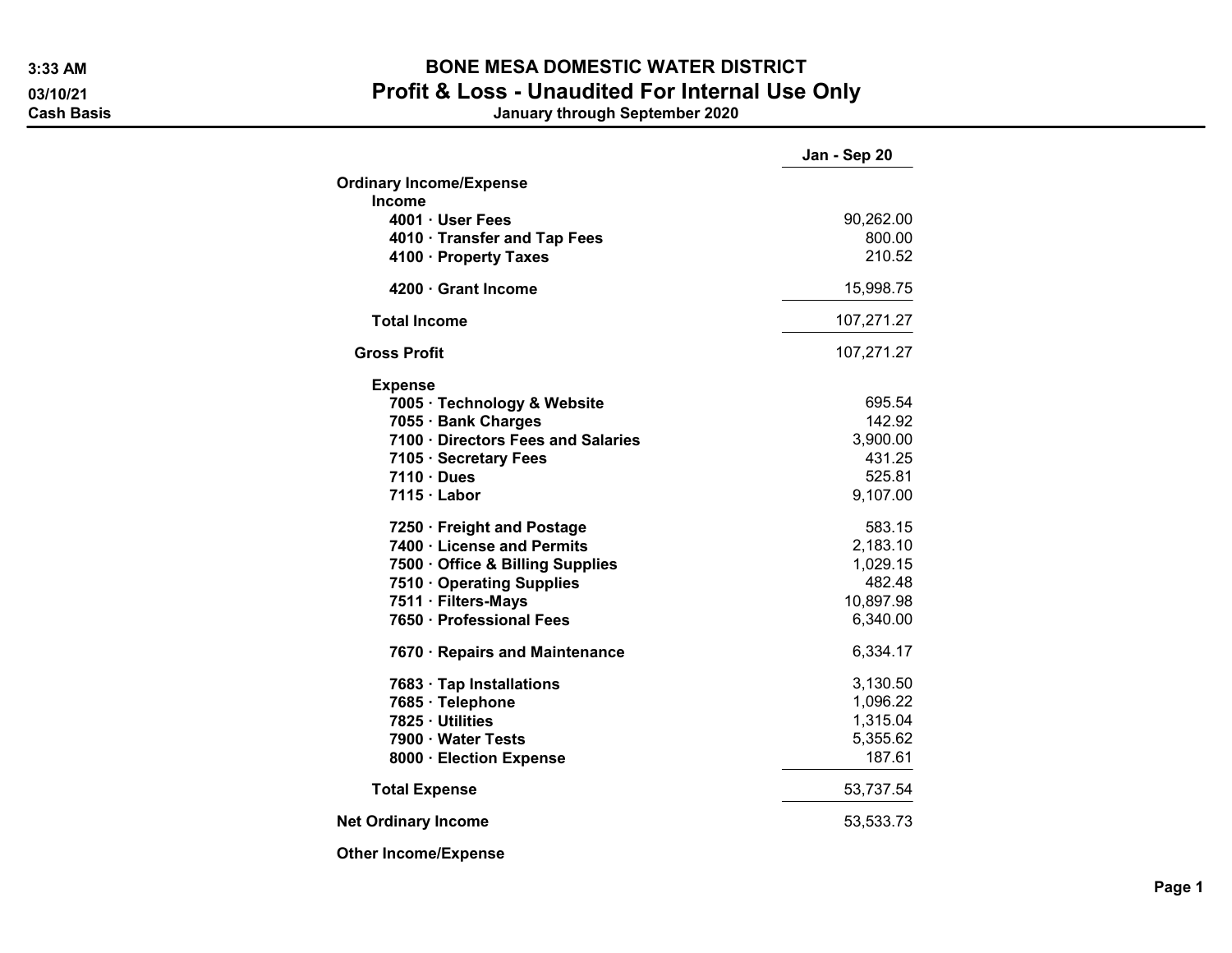3:33 AM
03/10/21
Cash Basis

# BONE MESA DOMESTIC WATER DISTRICT

## Profit & Loss - Unaudited For Internal Use Only

**January through September 2020**

| | Jan - Sep 20 |
|---|---|
| **Ordinary Income/Expense** | |
| **Income** | |
| **4001 · User Fees** | 90,262.00 |
| **4010 · Transfer and Tap Fees** | 800.00 |
| **4100 · Property Taxes** | 210.52 |
| **4200 · Grant Income** | 15,998.75 |
| **Total Income** | 107,271.27 |
| **Gross Profit** | 107,271.27 |
| **Expense** | |
| **7005 · Technology & Website** | 695.54 |
| **7055 · Bank Charges** | 142.92 |
| **7100 · Directors Fees and Salaries** | 3,900.00 |
| **7105 · Secretary Fees** | 431.25 |
| **7110 · Dues** | 525.81 |
| **7115 · Labor** | 9,107.00 |
| **7250 · Freight and Postage** | 583.15 |
| **7400 · License and Permits** | 2,183.10 |
| **7500 · Office & Billing Supplies** | 1,029.15 |
| **7510 · Operating Supplies** | 482.48 |
| **7511 · Filters-Mays** | 10,897.98 |
| **7650 · Professional Fees** | 6,340.00 |
| **7670 · Repairs and Maintenance** | 6,334.17 |
| **7683 · Tap Installations** | 3,130.50 |
| **7685 · Telephone** | 1,096.22 |
| **7825 · Utilities** | 1,315.04 |
| **7900 · Water Tests** | 5,355.62 |
| **8000 · Election Expense** | 187.61 |
| **Total Expense** | 53,737.54 |
| **Net Ordinary Income** | 53,533.73 |
| **Other Income/Expense** | |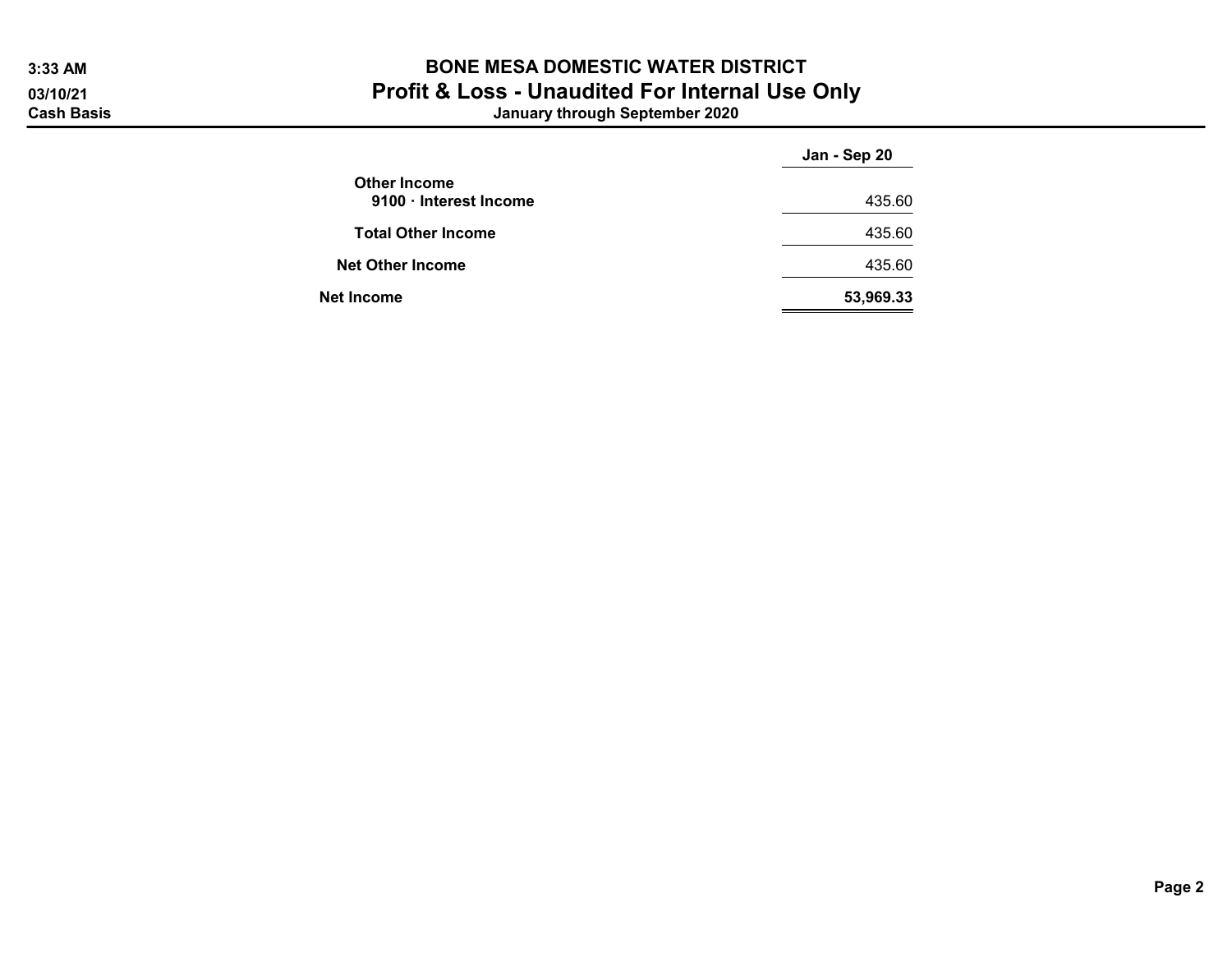# BONE MESA DOMESTIC WATER DISTRICT
## Profit & Loss - Unaudited For Internal Use Only
### January through September 2020

3:33 AM
03/10/21
Cash Basis

| | Jan - Sep 20 |
|---|---|
| **Other Income** | |
| **9100 · Interest Income** | 435.60 |
| **Total Other Income** | 435.60 |
| **Net Other Income** | 435.60 |
| **Net Income** | **53,969.33** |